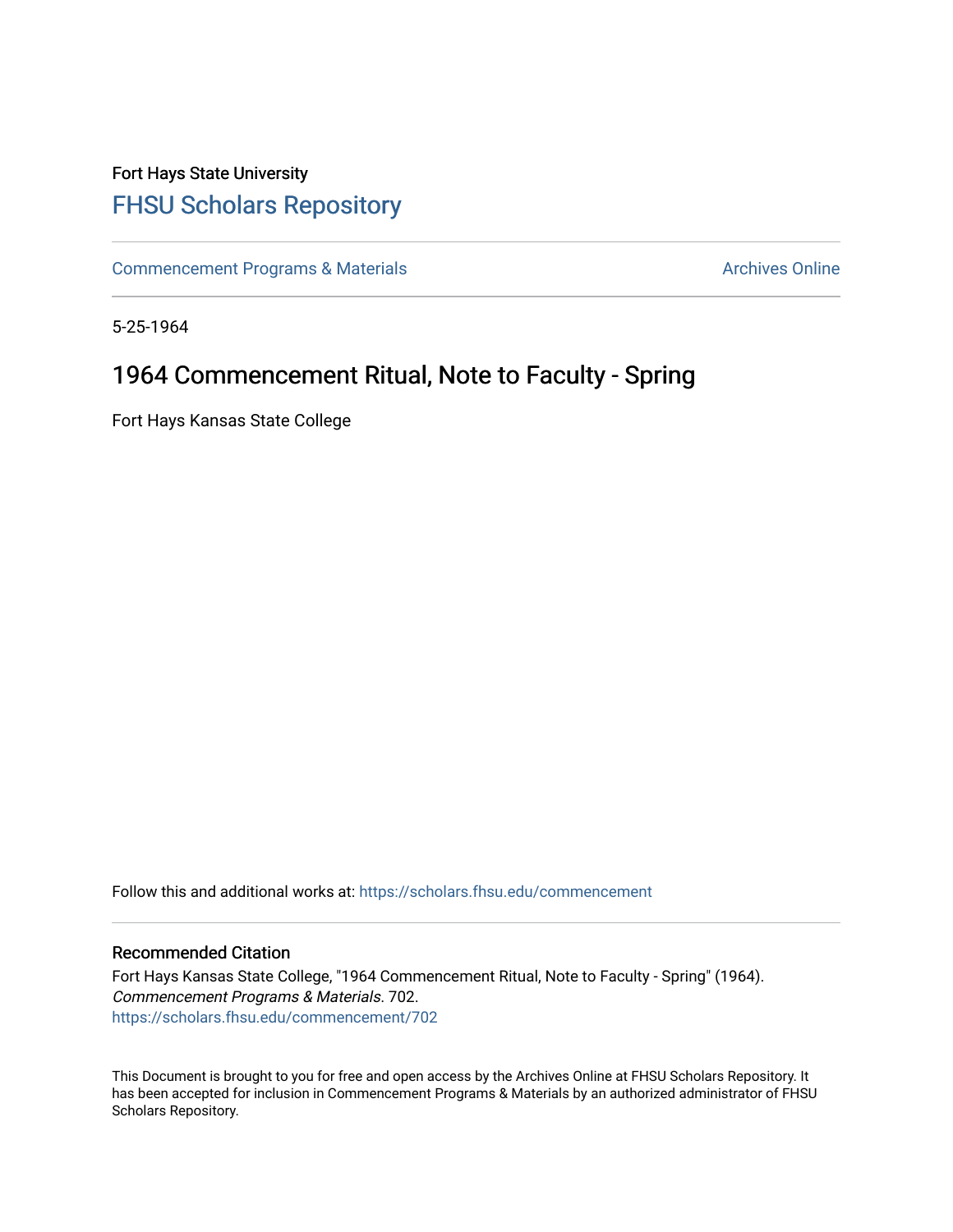Fort Hays State University

# FHSU Scholars Repository

Commencement Programs & Materials

Archives Online

5-25-1964

## 1964 Commencement Ritual, Note to Faculty - Spring

Fort Hays Kansas State College

Follow this and additional works at: https://scholars.fhsu.edu/commencement

### Recommended Citation

Fort Hays Kansas State College, "1964 Commencement Ritual, Note to Faculty - Spring" (1964). *Commencement Programs & Materials*. 702.
https://scholars.fhsu.edu/commencement/702

This Document is brought to you for free and open access by the Archives Online at FHSU Scholars Repository. It has been accepted for inclusion in Commencement Programs & Materials by an authorized administrator of FHSU Scholars Repository.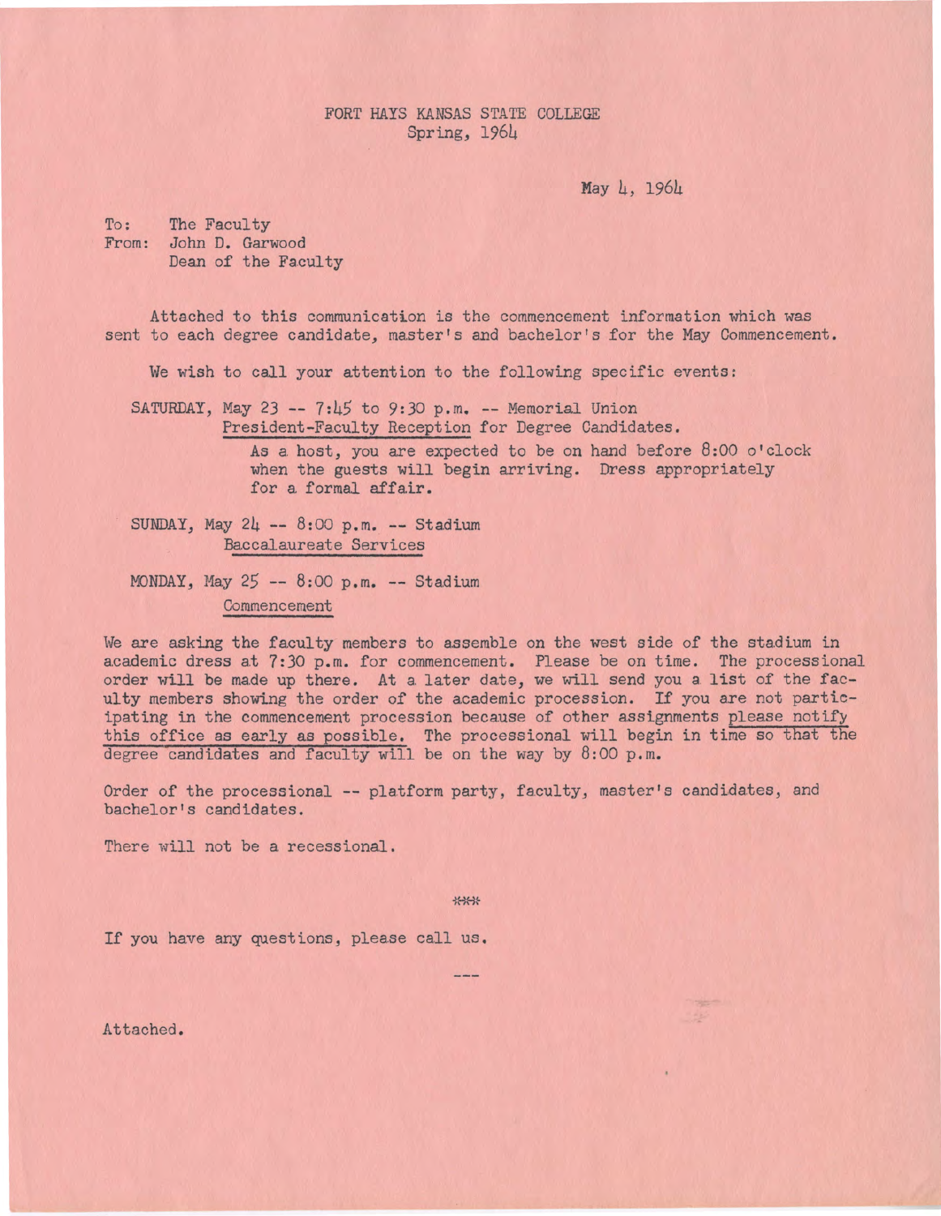FORT HAYS KANSAS STATE COLLEGE
Spring, 1964

May 4, 1964

To: The Faculty
From: John D. Garwood
Dean of the Faculty

Attached to this communication is the commencement information which was sent to each degree candidate, master's and bachelor's for the May Commencement.

We wish to call your attention to the following specific events:

SATURDAY, May 23 -- 7:45 to 9:30 p.m. -- Memorial Union
President-Faculty Reception for Degree Candidates.

As a host, you are expected to be on hand before 8:00 o'clock when the guests will begin arriving. Dress appropriately for a formal affair.

SUNDAY, May 24 -- 8:00 p.m. -- Stadium
Baccalaureate Services

MONDAY, May 25 -- 8:00 p.m. -- Stadium
Commencement

We are asking the faculty members to assemble on the west side of the stadium in academic dress at 7:30 p.m. for commencement. Please be on time. The processional order will be made up there. At a later date, we will send you a list of the faculty members showing the order of the academic procession. If you are not participating in the commencement procession because of other assignments please notify this office as early as possible. The processional will begin in time so that the degree candidates and faculty will be on the way by 8:00 p.m.

Order of the processional -- platform party, faculty, master's candidates, and bachelor's candidates.

There will not be a recessional.

***

If you have any questions, please call us.

---

Attached.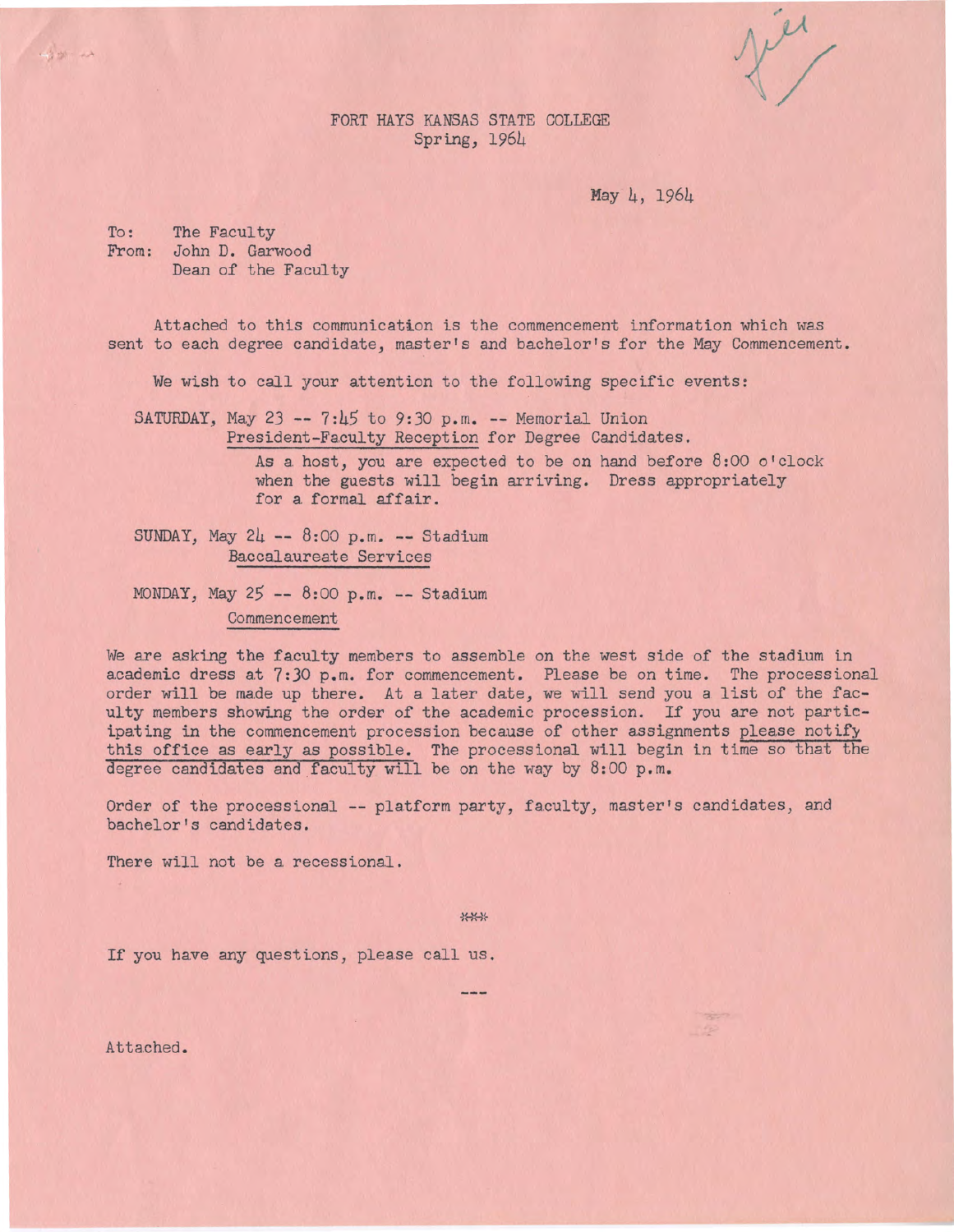FORT HAYS KANSAS STATE COLLEGE
Spring, 1964

May 4, 1964

To: The Faculty
From: John D. Garwood
Dean of the Faculty

Attached to this communication is the commencement information which was sent to each degree candidate, master's and bachelor's for the May Commencement.

We wish to call your attention to the following specific events:

SATURDAY, May 23 -- 7:45 to 9:30 p.m. -- Memorial Union
President-Faculty Reception for Degree Candidates.

As a host, you are expected to be on hand before 8:00 o'clock when the guests will begin arriving. Dress appropriately for a formal affair.

SUNDAY, May 24 -- 8:00 p.m. -- Stadium
Baccalaureate Services

MONDAY, May 25 -- 8:00 p.m. -- Stadium
Commencement

We are asking the faculty members to assemble on the west side of the stadium in academic dress at 7:30 p.m. for commencement. Please be on time. The processional order will be made up there. At a later date, we will send you a list of the faculty members showing the order of the academic procession. If you are not participating in the commencement procession because of other assignments please notify this office as early as possible. The processional will begin in time so that the degree candidates and faculty will be on the way by 8:00 p.m.

Order of the processional -- platform party, faculty, master's candidates, and bachelor's candidates.

There will not be a recessional.

***

If you have any questions, please call us.

---

Attached.